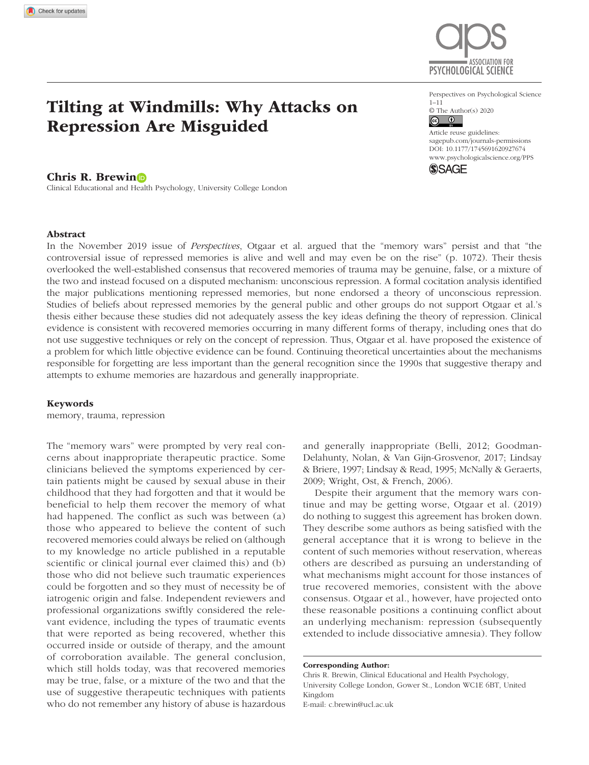# Tilting at Windmills: Why Attacks on Repression Are Misguided

**Chris R. Brewin**

Clinical Educational and Health Psychology, University College London

Perspectives on Psychological Science
1–11
© The Author(s) 2020
Article reuse guidelines: sagepub.com/journals-permissions
DOI: 10.1177/1745691620927674
www.psychologicalscience.org/PPS

## Abstract

In the November 2019 issue of *Perspectives*, Otgaar et al. argued that the "memory wars" persist and that "the controversial issue of repressed memories is alive and well and may even be on the rise" (p. 1072). Their thesis overlooked the well-established consensus that recovered memories of trauma may be genuine, false, or a mixture of the two and instead focused on a disputed mechanism: unconscious repression. A formal cocitation analysis identified the major publications mentioning repressed memories, but none endorsed a theory of unconscious repression. Studies of beliefs about repressed memories by the general public and other groups do not support Otgaar et al.'s thesis either because these studies did not adequately assess the key ideas defining the theory of repression. Clinical evidence is consistent with recovered memories occurring in many different forms of therapy, including ones that do not use suggestive techniques or rely on the concept of repression. Thus, Otgaar et al. have proposed the existence of a problem for which little objective evidence can be found. Continuing theoretical uncertainties about the mechanisms responsible for forgetting are less important than the general recognition since the 1990s that suggestive therapy and attempts to exhume memories are hazardous and generally inappropriate.

### Keywords

memory, trauma, repression

The "memory wars" were prompted by very real concerns about inappropriate therapeutic practice. Some clinicians believed the symptoms experienced by certain patients might be caused by sexual abuse in their childhood that they had forgotten and that it would be beneficial to help them recover the memory of what had happened. The conflict as such was between (a) those who appeared to believe the content of such recovered memories could always be relied on (although to my knowledge no article published in a reputable scientific or clinical journal ever claimed this) and (b) those who did not believe such traumatic experiences could be forgotten and so they must of necessity be of iatrogenic origin and false. Independent reviewers and professional organizations swiftly considered the relevant evidence, including the types of traumatic events that were reported as being recovered, whether this occurred inside or outside of therapy, and the amount of corroboration available. The general conclusion, which still holds today, was that recovered memories may be true, false, or a mixture of the two and that the use of suggestive therapeutic techniques with patients who do not remember any history of abuse is hazardous and generally inappropriate (Belli, 2012; Goodman-Delahunty, Nolan, & Van Gijn-Grosvenor, 2017; Lindsay & Briere, 1997; Lindsay & Read, 1995; McNally & Geraerts, 2009; Wright, Ost, & French, 2006).

Despite their argument that the memory wars continue and may be getting worse, Otgaar et al. (2019) do nothing to suggest this agreement has broken down. They describe some authors as being satisfied with the general acceptance that it is wrong to believe in the content of such memories without reservation, whereas others are described as pursuing an understanding of what mechanisms might account for those instances of true recovered memories, consistent with the above consensus. Otgaar et al., however, have projected onto these reasonable positions a continuing conflict about an underlying mechanism: repression (subsequently extended to include dissociative amnesia). They follow

**Corresponding Author:**
Chris R. Brewin, Clinical Educational and Health Psychology, University College London, Gower St., London WC1E 6BT, United Kingdom
E-mail: c.brewin@ucl.ac.uk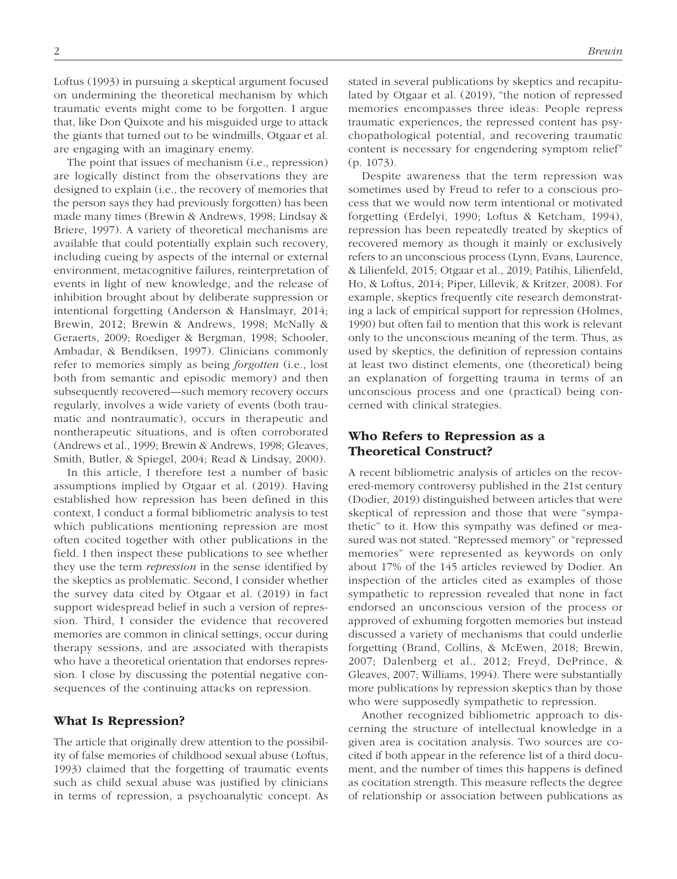Loftus (1993) in pursuing a skeptical argument focused on undermining the theoretical mechanism by which traumatic events might come to be forgotten. I argue that, like Don Quixote and his misguided urge to attack the giants that turned out to be windmills, Otgaar et al. are engaging with an imaginary enemy.

The point that issues of mechanism (i.e., repression) are logically distinct from the observations they are designed to explain (i.e., the recovery of memories that the person says they had previously forgotten) has been made many times (Brewin & Andrews, 1998; Lindsay & Briere, 1997). A variety of theoretical mechanisms are available that could potentially explain such recovery, including cueing by aspects of the internal or external environment, metacognitive failures, reinterpretation of events in light of new knowledge, and the release of inhibition brought about by deliberate suppression or intentional forgetting (Anderson & Hanslmayr, 2014; Brewin, 2012; Brewin & Andrews, 1998; McNally & Geraerts, 2009; Roediger & Bergman, 1998; Schooler, Ambadar, & Bendiksen, 1997). Clinicians commonly refer to memories simply as being *forgotten* (i.e., lost both from semantic and episodic memory) and then subsequently recovered—such memory recovery occurs regularly, involves a wide variety of events (both traumatic and nontraumatic), occurs in therapeutic and nontherapeutic situations, and is often corroborated (Andrews et al., 1999; Brewin & Andrews, 1998; Gleaves, Smith, Butler, & Spiegel, 2004; Read & Lindsay, 2000).

In this article, I therefore test a number of basic assumptions implied by Otgaar et al. (2019). Having established how repression has been defined in this context, I conduct a formal bibliometric analysis to test which publications mentioning repression are most often cocited together with other publications in the field. I then inspect these publications to see whether they use the term *repression* in the sense identified by the skeptics as problematic. Second, I consider whether the survey data cited by Otgaar et al. (2019) in fact support widespread belief in such a version of repression. Third, I consider the evidence that recovered memories are common in clinical settings, occur during therapy sessions, and are associated with therapists who have a theoretical orientation that endorses repression. I close by discussing the potential negative consequences of the continuing attacks on repression.

## What Is Repression?

The article that originally drew attention to the possibility of false memories of childhood sexual abuse (Loftus, 1993) claimed that the forgetting of traumatic events such as child sexual abuse was justified by clinicians in terms of repression, a psychoanalytic concept. As stated in several publications by skeptics and recapitulated by Otgaar et al. (2019), "the notion of repressed memories encompasses three ideas: People repress traumatic experiences, the repressed content has psychopathological potential, and recovering traumatic content is necessary for engendering symptom relief" (p. 1073).

Despite awareness that the term repression was sometimes used by Freud to refer to a conscious process that we would now term intentional or motivated forgetting (Erdelyi, 1990; Loftus & Ketcham, 1994), repression has been repeatedly treated by skeptics of recovered memory as though it mainly or exclusively refers to an unconscious process (Lynn, Evans, Laurence, & Lilienfeld, 2015; Otgaar et al., 2019; Patihis, Lilienfeld, Ho, & Loftus, 2014; Piper, Lillevik, & Kritzer, 2008). For example, skeptics frequently cite research demonstrating a lack of empirical support for repression (Holmes, 1990) but often fail to mention that this work is relevant only to the unconscious meaning of the term. Thus, as used by skeptics, the definition of repression contains at least two distinct elements, one (theoretical) being an explanation of forgetting trauma in terms of an unconscious process and one (practical) being concerned with clinical strategies.

## Who Refers to Repression as a Theoretical Construct?

A recent bibliometric analysis of articles on the recovered-memory controversy published in the 21st century (Dodier, 2019) distinguished between articles that were skeptical of repression and those that were "sympathetic" to it. How this sympathy was defined or measured was not stated. "Repressed memory" or "repressed memories" were represented as keywords on only about 17% of the 145 articles reviewed by Dodier. An inspection of the articles cited as examples of those sympathetic to repression revealed that none in fact endorsed an unconscious version of the process or approved of exhuming forgotten memories but instead discussed a variety of mechanisms that could underlie forgetting (Brand, Collins, & McEwen, 2018; Brewin, 2007; Dalenberg et al., 2012; Freyd, DePrince, & Gleaves, 2007; Williams, 1994). There were substantially more publications by repression skeptics than by those who were supposedly sympathetic to repression.

Another recognized bibliometric approach to discerning the structure of intellectual knowledge in a given area is cocitation analysis. Two sources are cocited if both appear in the reference list of a third document, and the number of times this happens is defined as cocitation strength. This measure reflects the degree of relationship or association between publications as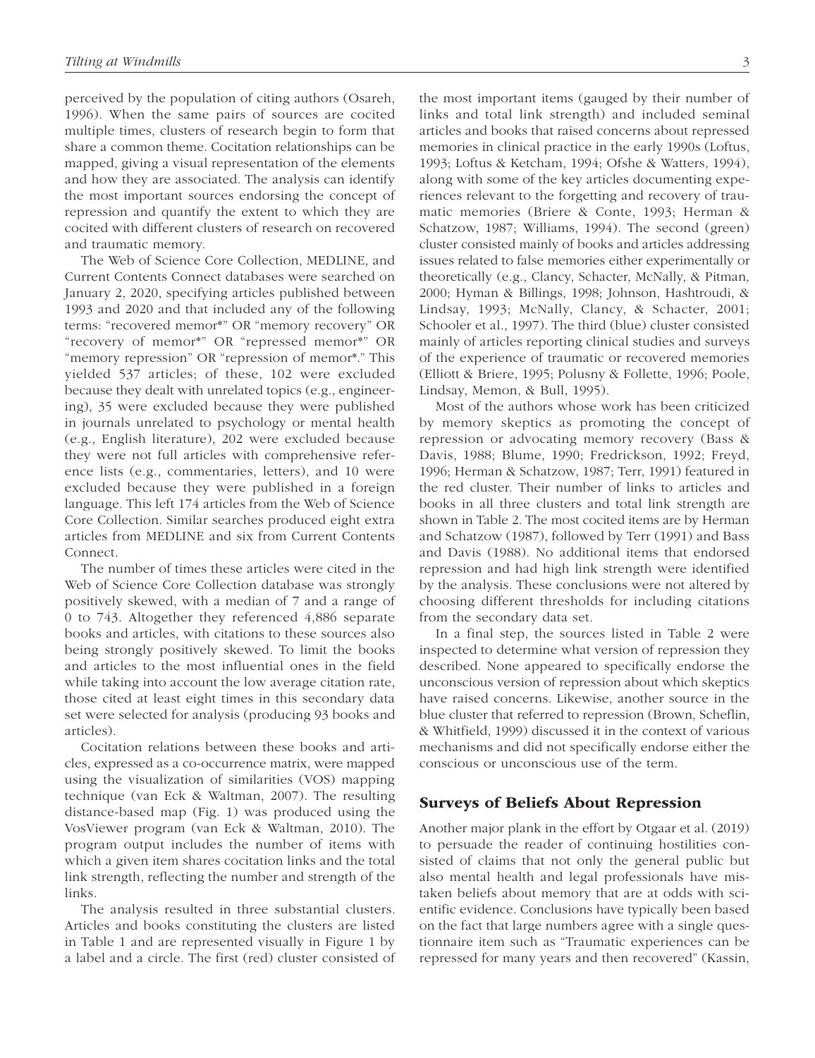perceived by the population of citing authors (Osareh, 1996). When the same pairs of sources are cocited multiple times, clusters of research begin to form that share a common theme. Cocitation relationships can be mapped, giving a visual representation of the elements and how they are associated. The analysis can identify the most important sources endorsing the concept of repression and quantify the extent to which they are cocited with different clusters of research on recovered and traumatic memory.

The Web of Science Core Collection, MEDLINE, and Current Contents Connect databases were searched on January 2, 2020, specifying articles published between 1993 and 2020 and that included any of the following terms: "recovered memor*" OR "memory recovery" OR "recovery of memor*" OR "repressed memor*" OR "memory repression" OR "repression of memor*." This yielded 537 articles; of these, 102 were excluded because they dealt with unrelated topics (e.g., engineering), 35 were excluded because they were published in journals unrelated to psychology or mental health (e.g., English literature), 202 were excluded because they were not full articles with comprehensive reference lists (e.g., commentaries, letters), and 10 were excluded because they were published in a foreign language. This left 174 articles from the Web of Science Core Collection. Similar searches produced eight extra articles from MEDLINE and six from Current Contents Connect.

The number of times these articles were cited in the Web of Science Core Collection database was strongly positively skewed, with a median of 7 and a range of 0 to 743. Altogether they referenced 4,886 separate books and articles, with citations to these sources also being strongly positively skewed. To limit the books and articles to the most influential ones in the field while taking into account the low average citation rate, those cited at least eight times in this secondary data set were selected for analysis (producing 93 books and articles).

Cocitation relations between these books and articles, expressed as a co-occurrence matrix, were mapped using the visualization of similarities (VOS) mapping technique (van Eck & Waltman, 2007). The resulting distance-based map (Fig. 1) was produced using the VosViewer program (van Eck & Waltman, 2010). The program output includes the number of items with which a given item shares cocitation links and the total link strength, reflecting the number and strength of the links.

The analysis resulted in three substantial clusters. Articles and books constituting the clusters are listed in Table 1 and are represented visually in Figure 1 by a label and a circle. The first (red) cluster consisted of the most important items (gauged by their number of links and total link strength) and included seminal articles and books that raised concerns about repressed memories in clinical practice in the early 1990s (Loftus, 1993; Loftus & Ketcham, 1994; Ofshe & Watters, 1994), along with some of the key articles documenting experiences relevant to the forgetting and recovery of traumatic memories (Briere & Conte, 1993; Herman & Schatzow, 1987; Williams, 1994). The second (green) cluster consisted mainly of books and articles addressing issues related to false memories either experimentally or theoretically (e.g., Clancy, Schacter, McNally, & Pitman, 2000; Hyman & Billings, 1998; Johnson, Hashtroudi, & Lindsay, 1993; McNally, Clancy, & Schacter, 2001; Schooler et al., 1997). The third (blue) cluster consisted mainly of articles reporting clinical studies and surveys of the experience of traumatic or recovered memories (Elliott & Briere, 1995; Polusny & Follette, 1996; Poole, Lindsay, Memon, & Bull, 1995).

Most of the authors whose work has been criticized by memory skeptics as promoting the concept of repression or advocating memory recovery (Bass & Davis, 1988; Blume, 1990; Fredrickson, 1992; Freyd, 1996; Herman & Schatzow, 1987; Terr, 1991) featured in the red cluster. Their number of links to articles and books in all three clusters and total link strength are shown in Table 2. The most cocited items are by Herman and Schatzow (1987), followed by Terr (1991) and Bass and Davis (1988). No additional items that endorsed repression and had high link strength were identified by the analysis. These conclusions were not altered by choosing different thresholds for including citations from the secondary data set.

In a final step, the sources listed in Table 2 were inspected to determine what version of repression they described. None appeared to specifically endorse the unconscious version of repression about which skeptics have raised concerns. Likewise, another source in the blue cluster that referred to repression (Brown, Scheflin, & Whitfield, 1999) discussed it in the context of various mechanisms and did not specifically endorse either the conscious or unconscious use of the term.

## Surveys of Beliefs About Repression

Another major plank in the effort by Otgaar et al. (2019) to persuade the reader of continuing hostilities consisted of claims that not only the general public but also mental health and legal professionals have mistaken beliefs about memory that are at odds with scientific evidence. Conclusions have typically been based on the fact that large numbers agree with a single questionnaire item such as "Traumatic experiences can be repressed for many years and then recovered" (Kassin,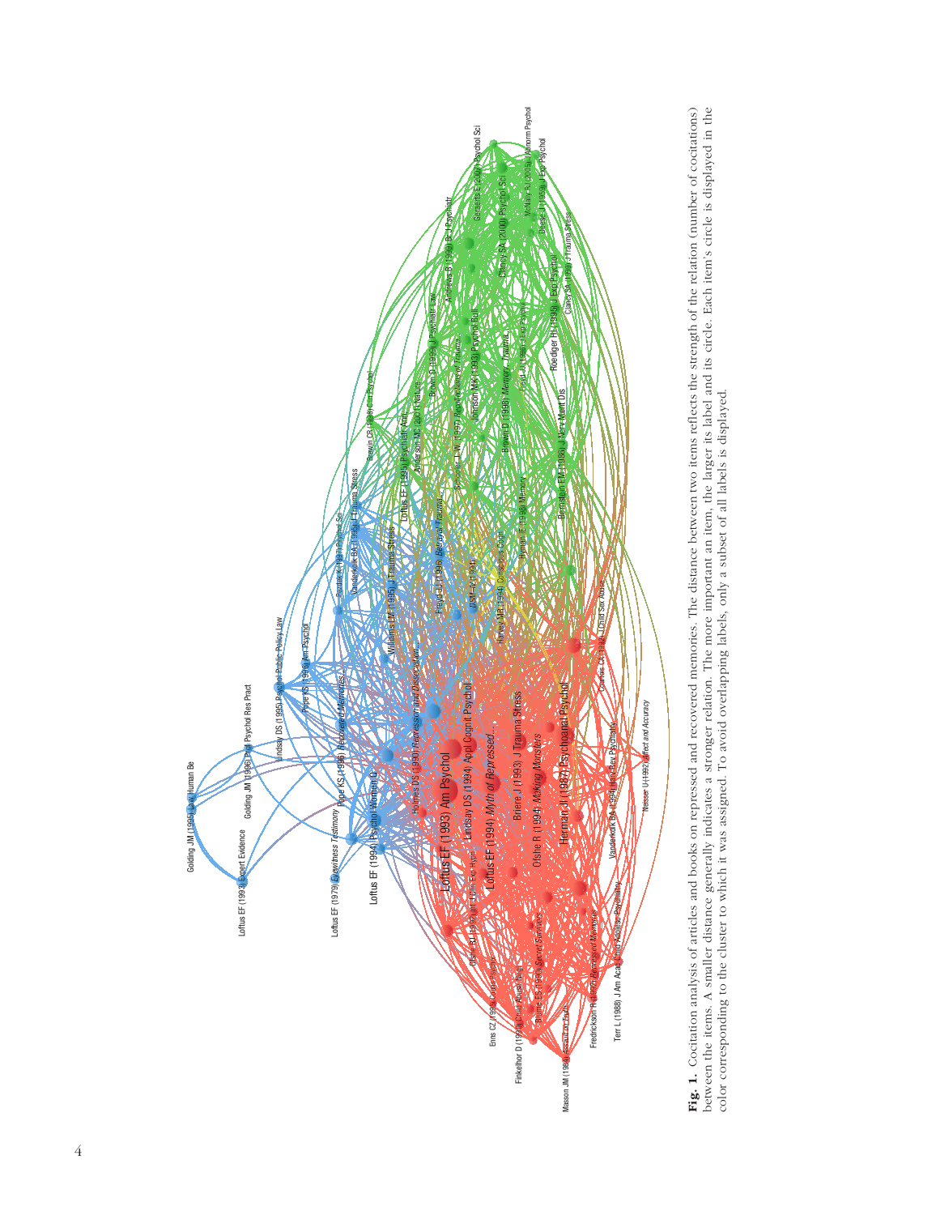**Fig. 1.** Cocitation analysis of articles and books on repressed and recovered memories. The distance between two items reflects the strength of the relation (number of cocitations) between the items. A smaller distance generally indicates a stronger relation. The more important an item, the larger its label and its circle. Each item's circle is displayed in the color corresponding to the cluster to which it was assigned. To avoid overlapping labels, only a subset of all labels is displayed.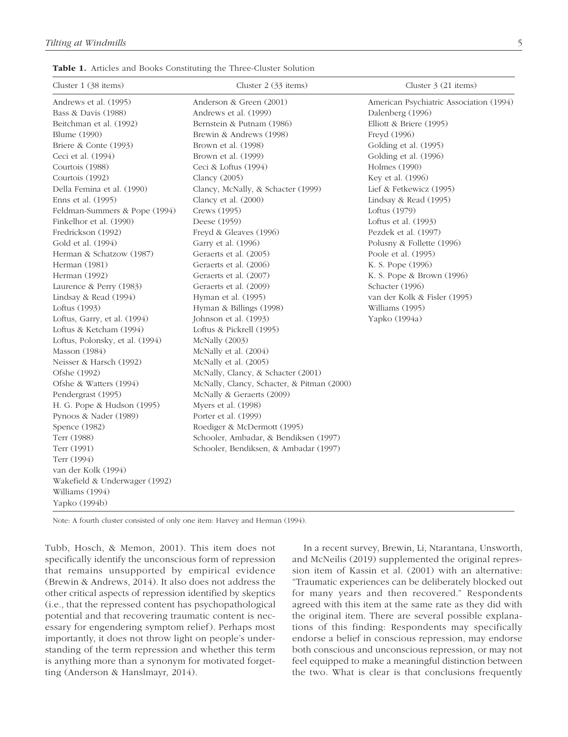**Table 1.** Articles and Books Constituting the Three-Cluster Solution

| Cluster 1 (38 items) | Cluster 2 (33 items) | Cluster 3 (21 items) |
|---|---|---|
| Andrews et al. (1995) | Anderson & Green (2001) | American Psychiatric Association (1994) |
| Bass & Davis (1988) | Andrews et al. (1999) | Dalenberg (1996) |
| Beitchman et al. (1992) | Bernstein & Putnam (1986) | Elliott & Briere (1995) |
| Blume (1990) | Brewin & Andrews (1998) | Freyd (1996) |
| Briere & Conte (1993) | Brown et al. (1998) | Golding et al. (1995) |
| Ceci et al. (1994) | Brown et al. (1999) | Golding et al. (1996) |
| Courtois (1988) | Ceci & Loftus (1994) | Holmes (1990) |
| Courtois (1992) | Clancy (2005) | Key et al. (1996) |
| Della Femina et al. (1990) | Clancy, McNally, & Schacter (1999) | Lief & Fetkewicz (1995) |
| Enns et al. (1995) | Clancy et al. (2000) | Lindsay & Read (1995) |
| Feldman-Summers & Pope (1994) | Crews (1995) | Loftus (1979) |
| Finkelhor et al. (1990) | Deese (1959) | Loftus et al. (1993) |
| Fredrickson (1992) | Freyd & Gleaves (1996) | Pezdek et al. (1997) |
| Gold et al. (1994) | Garry et al. (1996) | Polusny & Follette (1996) |
| Herman & Schatzow (1987) | Geraerts et al. (2005) | Poole et al. (1995) |
| Herman (1981) | Geraerts et al. (2006) | K. S. Pope (1996) |
| Herman (1992) | Geraerts et al. (2007) | K. S. Pope & Brown (1996) |
| Laurence & Perry (1983) | Geraerts et al. (2009) | Schacter (1996) |
| Lindsay & Read (1994) | Hyman et al. (1995) | van der Kolk & Fisler (1995) |
| Loftus (1993) | Hyman & Billings (1998) | Williams (1995) |
| Loftus, Garry, et al. (1994) | Johnson et al. (1993) | Yapko (1994a) |
| Loftus & Ketcham (1994) | Loftus & Pickrell (1995) | |
| Loftus, Polonsky, et al. (1994) | McNally (2003) | |
| Masson (1984) | McNally et al. (2004) | |
| Neisser & Harsch (1992) | McNally et al. (2005) | |
| Ofshe (1992) | McNally, Clancy, & Schacter (2001) | |
| Ofshe & Watters (1994) | McNally, Clancy, Schacter, & Pitman (2000) | |
| Pendergrast (1995) | McNally & Geraerts (2009) | |
| H. G. Pope & Hudson (1995) | Myers et al. (1998) | |
| Pynoos & Nader (1989) | Porter et al. (1999) | |
| Spence (1982) | Roediger & McDermott (1995) | |
| Terr (1988) | Schooler, Ambadar, & Bendiksen (1997) | |
| Terr (1991) | Schooler, Bendiksen, & Ambadar (1997) | |
| Terr (1994) | | |
| van der Kolk (1994) | | |
| Wakefield & Underwager (1992) | | |
| Williams (1994) | | |
| Yapko (1994b) | | |

Note: A fourth cluster consisted of only one item: Harvey and Herman (1994).

Tubb, Hosch, & Memon, 2001). This item does not specifically identify the unconscious form of repression that remains unsupported by empirical evidence (Brewin & Andrews, 2014). It also does not address the other critical aspects of repression identified by skeptics (i.e., that the repressed content has psychopathological potential and that recovering traumatic content is necessary for engendering symptom relief). Perhaps most importantly, it does not throw light on people's understanding of the term repression and whether this term is anything more than a synonym for motivated forgetting (Anderson & Hanslmayr, 2014).

In a recent survey, Brewin, Li, Ntarantana, Unsworth, and McNeilis (2019) supplemented the original repression item of Kassin et al. (2001) with an alternative: "Traumatic experiences can be deliberately blocked out for many years and then recovered." Respondents agreed with this item at the same rate as they did with the original item. There are several possible explanations of this finding: Respondents may specifically endorse a belief in conscious repression, may endorse both conscious and unconscious repression, or may not feel equipped to make a meaningful distinction between the two. What is clear is that conclusions frequently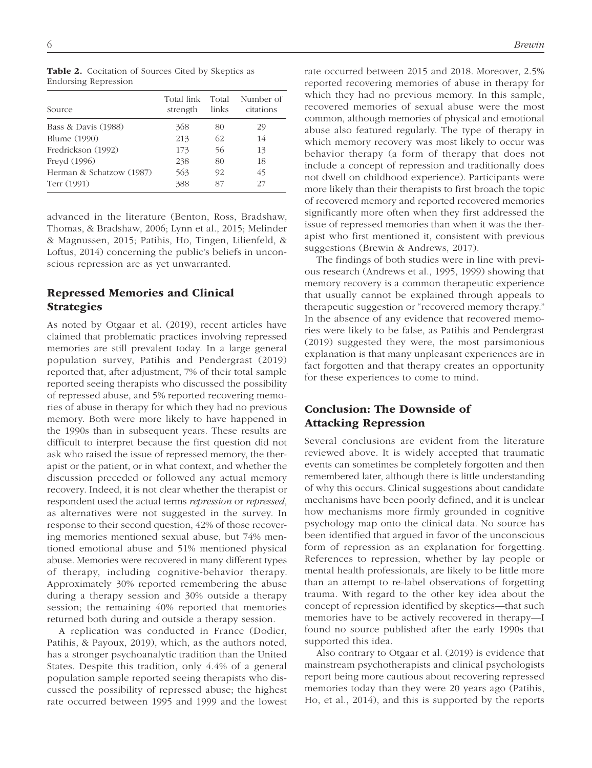**Table 2.** Cocitation of Sources Cited by Skeptics as Endorsing Repression

| Source | Total link strength | Total links | Number of citations |
|---|---|---|---|
| Bass & Davis (1988) | 368 | 80 | 29 |
| Blume (1990) | 213 | 62 | 14 |
| Fredrickson (1992) | 173 | 56 | 13 |
| Freyd (1996) | 238 | 80 | 18 |
| Herman & Schatzow (1987) | 563 | 92 | 45 |
| Terr (1991) | 388 | 87 | 27 |

advanced in the literature (Benton, Ross, Bradshaw, Thomas, & Bradshaw, 2006; Lynn et al., 2015; Melinder & Magnussen, 2015; Patihis, Ho, Tingen, Lilienfeld, & Loftus, 2014) concerning the public's beliefs in unconscious repression are as yet unwarranted.

## Repressed Memories and Clinical Strategies

As noted by Otgaar et al. (2019), recent articles have claimed that problematic practices involving repressed memories are still prevalent today. In a large general population survey, Patihis and Pendergrast (2019) reported that, after adjustment, 7% of their total sample reported seeing therapists who discussed the possibility of repressed abuse, and 5% reported recovering memories of abuse in therapy for which they had no previous memory. Both were more likely to have happened in the 1990s than in subsequent years. These results are difficult to interpret because the first question did not ask who raised the issue of repressed memory, the therapist or the patient, or in what context, and whether the discussion preceded or followed any actual memory recovery. Indeed, it is not clear whether the therapist or respondent used the actual terms *repression* or *repressed*, as alternatives were not suggested in the survey. In response to their second question, 42% of those recovering memories mentioned sexual abuse, but 74% mentioned emotional abuse and 51% mentioned physical abuse. Memories were recovered in many different types of therapy, including cognitive-behavior therapy. Approximately 30% reported remembering the abuse during a therapy session and 30% outside a therapy session; the remaining 40% reported that memories returned both during and outside a therapy session.

A replication was conducted in France (Dodier, Patihis, & Payoux, 2019), which, as the authors noted, has a stronger psychoanalytic tradition than the United States. Despite this tradition, only 4.4% of a general population sample reported seeing therapists who discussed the possibility of repressed abuse; the highest rate occurred between 1995 and 1999 and the lowest rate occurred between 2015 and 2018. Moreover, 2.5% reported recovering memories of abuse in therapy for which they had no previous memory. In this sample, recovered memories of sexual abuse were the most common, although memories of physical and emotional abuse also featured regularly. The type of therapy in which memory recovery was most likely to occur was behavior therapy (a form of therapy that does not include a concept of repression and traditionally does not dwell on childhood experience). Participants were more likely than their therapists to first broach the topic of recovered memory and reported recovered memories significantly more often when they first addressed the issue of repressed memories than when it was the therapist who first mentioned it, consistent with previous suggestions (Brewin & Andrews, 2017).

The findings of both studies were in line with previous research (Andrews et al., 1995, 1999) showing that memory recovery is a common therapeutic experience that usually cannot be explained through appeals to therapeutic suggestion or "recovered memory therapy." In the absence of any evidence that recovered memories were likely to be false, as Patihis and Pendergrast (2019) suggested they were, the most parsimonious explanation is that many unpleasant experiences are in fact forgotten and that therapy creates an opportunity for these experiences to come to mind.

## Conclusion: The Downside of Attacking Repression

Several conclusions are evident from the literature reviewed above. It is widely accepted that traumatic events can sometimes be completely forgotten and then remembered later, although there is little understanding of why this occurs. Clinical suggestions about candidate mechanisms have been poorly defined, and it is unclear how mechanisms more firmly grounded in cognitive psychology map onto the clinical data. No source has been identified that argued in favor of the unconscious form of repression as an explanation for forgetting. References to repression, whether by lay people or mental health professionals, are likely to be little more than an attempt to re-label observations of forgetting trauma. With regard to the other key idea about the concept of repression identified by skeptics—that such memories have to be actively recovered in therapy—I found no source published after the early 1990s that supported this idea.

Also contrary to Otgaar et al. (2019) is evidence that mainstream psychotherapists and clinical psychologists report being more cautious about recovering repressed memories today than they were 20 years ago (Patihis, Ho, et al., 2014), and this is supported by the reports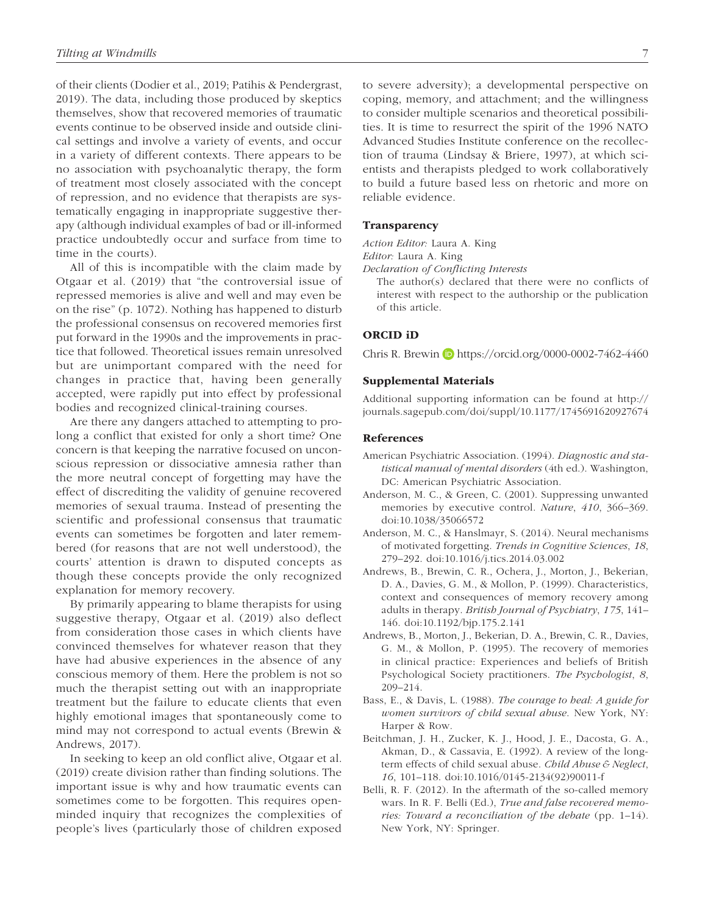of their clients (Dodier et al., 2019; Patihis & Pendergrast, 2019). The data, including those produced by skeptics themselves, show that recovered memories of traumatic events continue to be observed inside and outside clinical settings and involve a variety of events, and occur in a variety of different contexts. There appears to be no association with psychoanalytic therapy, the form of treatment most closely associated with the concept of repression, and no evidence that therapists are systematically engaging in inappropriate suggestive therapy (although individual examples of bad or ill-informed practice undoubtedly occur and surface from time to time in the courts).

All of this is incompatible with the claim made by Otgaar et al. (2019) that "the controversial issue of repressed memories is alive and well and may even be on the rise" (p. 1072). Nothing has happened to disturb the professional consensus on recovered memories first put forward in the 1990s and the improvements in practice that followed. Theoretical issues remain unresolved but are unimportant compared with the need for changes in practice that, having been generally accepted, were rapidly put into effect by professional bodies and recognized clinical-training courses.

Are there any dangers attached to attempting to prolong a conflict that existed for only a short time? One concern is that keeping the narrative focused on unconscious repression or dissociative amnesia rather than the more neutral concept of forgetting may have the effect of discrediting the validity of genuine recovered memories of sexual trauma. Instead of presenting the scientific and professional consensus that traumatic events can sometimes be forgotten and later remembered (for reasons that are not well understood), the courts' attention is drawn to disputed concepts as though these concepts provide the only recognized explanation for memory recovery.

By primarily appearing to blame therapists for using suggestive therapy, Otgaar et al. (2019) also deflect from consideration those cases in which clients have convinced themselves for whatever reason that they have had abusive experiences in the absence of any conscious memory of them. Here the problem is not so much the therapist setting out with an inappropriate treatment but the failure to educate clients that even highly emotional images that spontaneously come to mind may not correspond to actual events (Brewin & Andrews, 2017).

In seeking to keep an old conflict alive, Otgaar et al. (2019) create division rather than finding solutions. The important issue is why and how traumatic events can sometimes come to be forgotten. This requires open-minded inquiry that recognizes the complexities of people's lives (particularly those of children exposed to severe adversity); a developmental perspective on coping, memory, and attachment; and the willingness to consider multiple scenarios and theoretical possibilities. It is time to resurrect the spirit of the 1996 NATO Advanced Studies Institute conference on the recollection of trauma (Lindsay & Briere, 1997), at which scientists and therapists pledged to work collaboratively to build a future based less on rhetoric and more on reliable evidence.

### Transparency

*Action Editor:* Laura A. King
*Editor:* Laura A. King
*Declaration of Conflicting Interests*

The author(s) declared that there were no conflicts of interest with respect to the authorship or the publication of this article.

### ORCID iD

Chris R. Brewin https://orcid.org/0000-0002-7462-4460

### Supplemental Materials

Additional supporting information can be found at http://journals.sagepub.com/doi/suppl/10.1177/1745691620927674

### References

American Psychiatric Association. (1994). *Diagnostic and statistical manual of mental disorders* (4th ed.). Washington, DC: American Psychiatric Association.

Anderson, M. C., & Green, C. (2001). Suppressing unwanted memories by executive control. *Nature*, *410*, 366–369. doi:10.1038/35066572

Anderson, M. C., & Hanslmayr, S. (2014). Neural mechanisms of motivated forgetting. *Trends in Cognitive Sciences*, *18*, 279–292. doi:10.1016/j.tics.2014.03.002

Andrews, B., Brewin, C. R., Ochera, J., Morton, J., Bekerian, D. A., Davies, G. M., & Mollon, P. (1999). Characteristics, context and consequences of memory recovery among adults in therapy. *British Journal of Psychiatry*, *175*, 141–146. doi:10.1192/bjp.175.2.141

Andrews, B., Morton, J., Bekerian, D. A., Brewin, C. R., Davies, G. M., & Mollon, P. (1995). The recovery of memories in clinical practice: Experiences and beliefs of British Psychological Society practitioners. *The Psychologist*, *8*, 209–214.

Bass, E., & Davis, L. (1988). *The courage to heal: A guide for women survivors of child sexual abuse*. New York, NY: Harper & Row.

Beitchman, J. H., Zucker, K. J., Hood, J. E., Dacosta, G. A., Akman, D., & Cassavia, E. (1992). A review of the long-term effects of child sexual abuse. *Child Abuse & Neglect*, *16*, 101–118. doi:10.1016/0145-2134(92)90011-f

Belli, R. F. (2012). In the aftermath of the so-called memory wars. In R. F. Belli (Ed.), *True and false recovered memories: Toward a reconciliation of the debate* (pp. 1–14). New York, NY: Springer.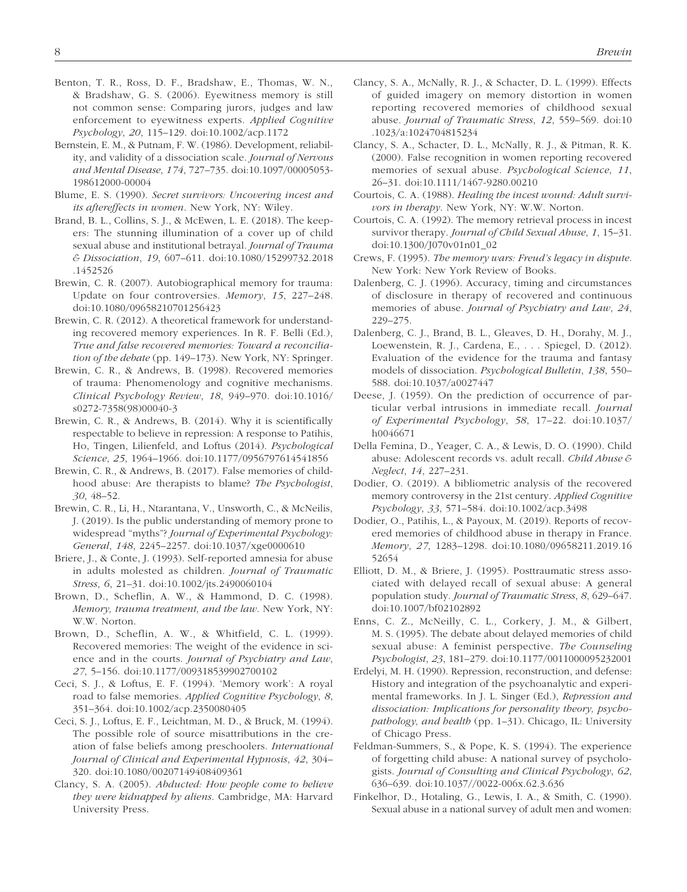Benton, T. R., Ross, D. F., Bradshaw, E., Thomas, W. N., & Bradshaw, G. S. (2006). Eyewitness memory is still not common sense: Comparing jurors, judges and law enforcement to eyewitness experts. *Applied Cognitive Psychology*, *20*, 115–129. doi:10.1002/acp.1172

Bernstein, E. M., & Putnam, F. W. (1986). Development, reliability, and validity of a dissociation scale. *Journal of Nervous and Mental Disease*, *174*, 727–735. doi:10.1097/00005053-198612000-00004

Blume, E. S. (1990). *Secret survivors: Uncovering incest and its aftereffects in women*. New York, NY: Wiley.

Brand, B. L., Collins, S. J., & McEwen, L. E. (2018). The keepers: The stunning illumination of a cover up of child sexual abuse and institutional betrayal. *Journal of Trauma & Dissociation*, *19*, 607–611. doi:10.1080/15299732.2018.1452526

Brewin, C. R. (2007). Autobiographical memory for trauma: Update on four controversies. *Memory*, *15*, 227–248. doi:10.1080/09658210701256423

Brewin, C. R. (2012). A theoretical framework for understanding recovered memory experiences. In R. F. Belli (Ed.), *True and false recovered memories: Toward a reconciliation of the debate* (pp. 149–173). New York, NY: Springer.

Brewin, C. R., & Andrews, B. (1998). Recovered memories of trauma: Phenomenology and cognitive mechanisms. *Clinical Psychology Review*, *18*, 949–970. doi:10.1016/s0272-7358(98)00040-3

Brewin, C. R., & Andrews, B. (2014). Why it is scientifically respectable to believe in repression: A response to Patihis, Ho, Tingen, Lilienfeld, and Loftus (2014). *Psychological Science*, *25*, 1964–1966. doi:10.1177/0956797614541856

Brewin, C. R., & Andrews, B. (2017). False memories of childhood abuse: Are therapists to blame? *The Psychologist*, *30*, 48–52.

Brewin, C. R., Li, H., Ntarantana, V., Unsworth, C., & McNeilis, J. (2019). Is the public understanding of memory prone to widespread "myths"? *Journal of Experimental Psychology: General*, *148*, 2245–2257. doi:10.1037/xge0000610

Briere, J., & Conte, J. (1993). Self-reported amnesia for abuse in adults molested as children. *Journal of Traumatic Stress*, *6*, 21–31. doi:10.1002/jts.2490060104

Brown, D., Scheflin, A. W., & Hammond, D. C. (1998). *Memory, trauma treatment, and the law*. New York, NY: W.W. Norton.

Brown, D., Scheflin, A. W., & Whitfield, C. L. (1999). Recovered memories: The weight of the evidence in science and in the courts. *Journal of Psychiatry and Law*, *27*, 5–156. doi:10.1177/009318539902700102

Ceci, S. J., & Loftus, E. F. (1994). 'Memory work': A royal road to false memories. *Applied Cognitive Psychology*, *8*, 351–364. doi:10.1002/acp.2350080405

Ceci, S. J., Loftus, E. F., Leichtman, M. D., & Bruck, M. (1994). The possible role of source misattributions in the creation of false beliefs among preschoolers. *International Journal of Clinical and Experimental Hypnosis*, *42*, 304–320. doi:10.1080/00207149408409361

Clancy, S. A. (2005). *Abducted: How people come to believe they were kidnapped by aliens*. Cambridge, MA: Harvard University Press.

Clancy, S. A., McNally, R. J., & Schacter, D. L. (1999). Effects of guided imagery on memory distortion in women reporting recovered memories of childhood sexual abuse. *Journal of Traumatic Stress*, *12*, 559–569. doi:10.1023/a:1024704815234

Clancy, S. A., Schacter, D. L., McNally, R. J., & Pitman, R. K. (2000). False recognition in women reporting recovered memories of sexual abuse. *Psychological Science*, *11*, 26–31. doi:10.1111/1467-9280.00210

Courtois, C. A. (1988). *Healing the incest wound: Adult survivors in therapy*. New York, NY: W.W. Norton.

Courtois, C. A. (1992). The memory retrieval process in incest survivor therapy. *Journal of Child Sexual Abuse*, *1*, 15–31. doi:10.1300/J070v01n01_02

Crews, F. (1995). *The memory wars: Freud's legacy in dispute*. New York: New York Review of Books.

Dalenberg, C. J. (1996). Accuracy, timing and circumstances of disclosure in therapy of recovered and continuous memories of abuse. *Journal of Psychiatry and Law*, *24*, 229–275.

Dalenberg, C. J., Brand, B. L., Gleaves, D. H., Dorahy, M. J., Loewenstein, R. J., Cardena, E., . . . Spiegel, D. (2012). Evaluation of the evidence for the trauma and fantasy models of dissociation. *Psychological Bulletin*, *138*, 550–588. doi:10.1037/a0027447

Deese, J. (1959). On the prediction of occurrence of particular verbal intrusions in immediate recall. *Journal of Experimental Psychology*, *58*, 17–22. doi:10.1037/h0046671

Della Femina, D., Yeager, C. A., & Lewis, D. O. (1990). Child abuse: Adolescent records vs. adult recall. *Child Abuse & Neglect*, *14*, 227–231.

Dodier, O. (2019). A bibliometric analysis of the recovered memory controversy in the 21st century. *Applied Cognitive Psychology*, *33*, 571–584. doi:10.1002/acp.3498

Dodier, O., Patihis, L., & Payoux, M. (2019). Reports of recovered memories of childhood abuse in therapy in France. *Memory*, *27*, 1283–1298. doi:10.1080/09658211.2019.1652654

Elliott, D. M., & Briere, J. (1995). Posttraumatic stress associated with delayed recall of sexual abuse: A general population study. *Journal of Traumatic Stress*, *8*, 629–647. doi:10.1007/bf02102892

Enns, C. Z., McNeilly, C. L., Corkery, J. M., & Gilbert, M. S. (1995). The debate about delayed memories of child sexual abuse: A feminist perspective. *The Counseling Psychologist*, *23*, 181–279. doi:10.1177/0011000095232001

Erdelyi, M. H. (1990). Repression, reconstruction, and defense: History and integration of the psychoanalytic and experimental frameworks. In J. L. Singer (Ed.), *Repression and dissociation: Implications for personality theory, psychopathology, and health* (pp. 1–31). Chicago, IL: University of Chicago Press.

Feldman-Summers, S., & Pope, K. S. (1994). The experience of forgetting child abuse: A national survey of psychologists. *Journal of Consulting and Clinical Psychology*, *62*, 636–639. doi:10.1037//0022-006x.62.3.636

Finkelhor, D., Hotaling, G., Lewis, I. A., & Smith, C. (1990). Sexual abuse in a national survey of adult men and women: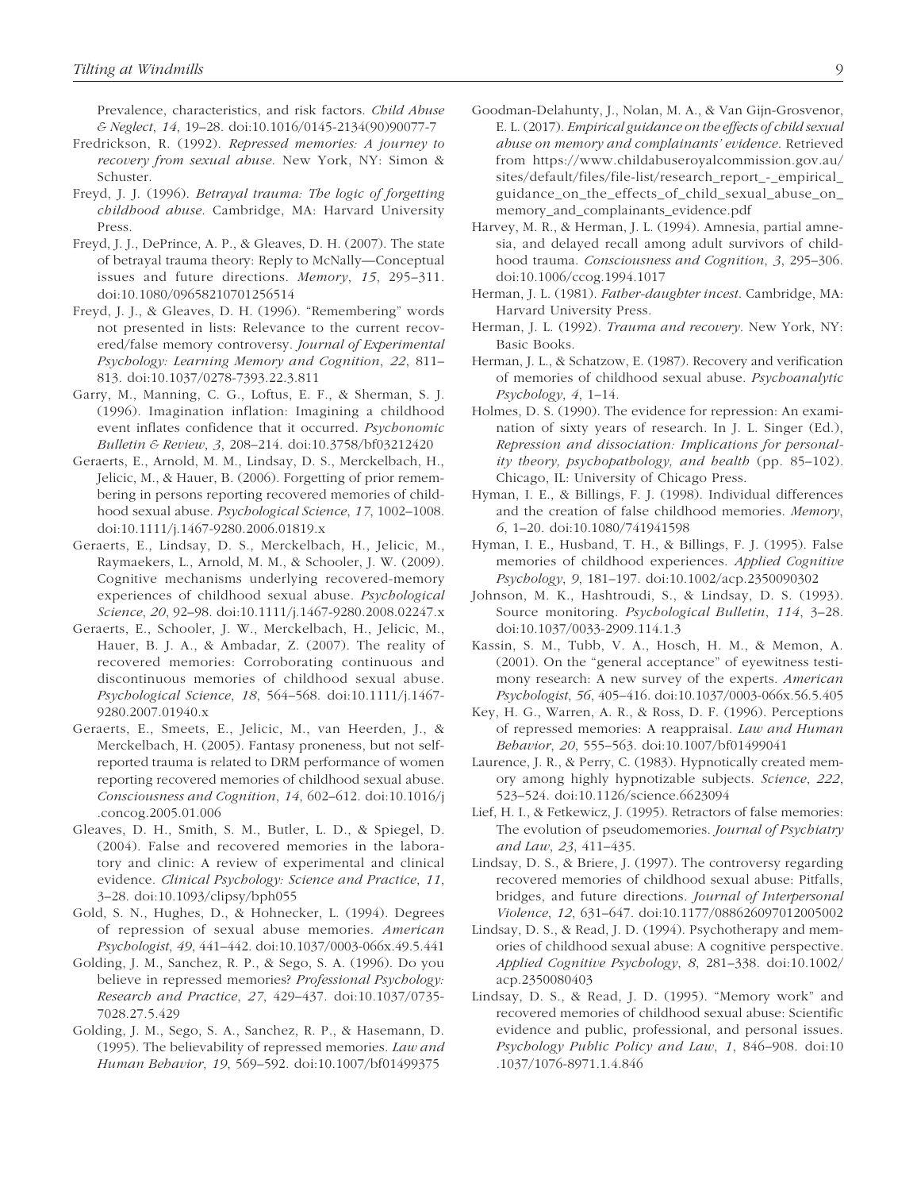Prevalence, characteristics, and risk factors. *Child Abuse & Neglect*, *14*, 19–28. doi:10.1016/0145-2134(90)90077-7

Fredrickson, R. (1992). *Repressed memories: A journey to recovery from sexual abuse*. New York, NY: Simon & Schuster.

Freyd, J. J. (1996). *Betrayal trauma: The logic of forgetting childhood abuse*. Cambridge, MA: Harvard University Press.

Freyd, J. J., DePrince, A. P., & Gleaves, D. H. (2007). The state of betrayal trauma theory: Reply to McNally—Conceptual issues and future directions. *Memory*, *15*, 295–311. doi:10.1080/09658210701256514

Freyd, J. J., & Gleaves, D. H. (1996). "Remembering" words not presented in lists: Relevance to the current recovered/false memory controversy. *Journal of Experimental Psychology: Learning Memory and Cognition*, *22*, 811–813. doi:10.1037/0278-7393.22.3.811

Garry, M., Manning, C. G., Loftus, E. F., & Sherman, S. J. (1996). Imagination inflation: Imagining a childhood event inflates confidence that it occurred. *Psychonomic Bulletin & Review*, *3*, 208–214. doi:10.3758/bf03212420

Geraerts, E., Arnold, M. M., Lindsay, D. S., Merckelbach, H., Jelicic, M., & Hauer, B. (2006). Forgetting of prior remembering in persons reporting recovered memories of childhood sexual abuse. *Psychological Science*, *17*, 1002–1008. doi:10.1111/j.1467-9280.2006.01819.x

Geraerts, E., Lindsay, D. S., Merckelbach, H., Jelicic, M., Raymaekers, L., Arnold, M. M., & Schooler, J. W. (2009). Cognitive mechanisms underlying recovered-memory experiences of childhood sexual abuse. *Psychological Science*, *20*, 92–98. doi:10.1111/j.1467-9280.2008.02247.x

Geraerts, E., Schooler, J. W., Merckelbach, H., Jelicic, M., Hauer, B. J. A., & Ambadar, Z. (2007). The reality of recovered memories: Corroborating continuous and discontinuous memories of childhood sexual abuse. *Psychological Science*, *18*, 564–568. doi:10.1111/j.1467-9280.2007.01940.x

Geraerts, E., Smeets, E., Jelicic, M., van Heerden, J., & Merckelbach, H. (2005). Fantasy proneness, but not self-reported trauma is related to DRM performance of women reporting recovered memories of childhood sexual abuse. *Consciousness and Cognition*, *14*, 602–612. doi:10.1016/j.concog.2005.01.006

Gleaves, D. H., Smith, S. M., Butler, L. D., & Spiegel, D. (2004). False and recovered memories in the laboratory and clinic: A review of experimental and clinical evidence. *Clinical Psychology: Science and Practice*, *11*, 3–28. doi:10.1093/clipsy/bph055

Gold, S. N., Hughes, D., & Hohnecker, L. (1994). Degrees of repression of sexual abuse memories. *American Psychologist*, *49*, 441–442. doi:10.1037/0003-066x.49.5.441

Golding, J. M., Sanchez, R. P., & Sego, S. A. (1996). Do you believe in repressed memories? *Professional Psychology: Research and Practice*, *27*, 429–437. doi:10.1037/0735-7028.27.5.429

Golding, J. M., Sego, S. A., Sanchez, R. P., & Hasemann, D. (1995). The believability of repressed memories. *Law and Human Behavior*, *19*, 569–592. doi:10.1007/bf01499375

Goodman-Delahunty, J., Nolan, M. A., & Van Gijn-Grosvenor, E. L. (2017). *Empirical guidance on the effects of child sexual abuse on memory and complainants' evidence*. Retrieved from https://www.childabuseroyalcommission.gov.au/sites/default/files/file-list/research_report_-_empirical_guidance_on_the_effects_of_child_sexual_abuse_on_memory_and_complainants_evidence.pdf

Harvey, M. R., & Herman, J. L. (1994). Amnesia, partial amnesia, and delayed recall among adult survivors of childhood trauma. *Consciousness and Cognition*, *3*, 295–306. doi:10.1006/ccog.1994.1017

Herman, J. L. (1981). *Father-daughter incest*. Cambridge, MA: Harvard University Press.

Herman, J. L. (1992). *Trauma and recovery*. New York, NY: Basic Books.

Herman, J. L., & Schatzow, E. (1987). Recovery and verification of memories of childhood sexual abuse. *Psychoanalytic Psychology*, *4*, 1–14.

Holmes, D. S. (1990). The evidence for repression: An examination of sixty years of research. In J. L. Singer (Ed.), *Repression and dissociation: Implications for personality theory, psychopathology, and health* (pp. 85–102). Chicago, IL: University of Chicago Press.

Hyman, I. E., & Billings, F. J. (1998). Individual differences and the creation of false childhood memories. *Memory*, *6*, 1–20. doi:10.1080/741941598

Hyman, I. E., Husband, T. H., & Billings, F. J. (1995). False memories of childhood experiences. *Applied Cognitive Psychology*, *9*, 181–197. doi:10.1002/acp.2350090302

Johnson, M. K., Hashtroudi, S., & Lindsay, D. S. (1993). Source monitoring. *Psychological Bulletin*, *114*, 3–28. doi:10.1037/0033-2909.114.1.3

Kassin, S. M., Tubb, V. A., Hosch, H. M., & Memon, A. (2001). On the "general acceptance" of eyewitness testimony research: A new survey of the experts. *American Psychologist*, *56*, 405–416. doi:10.1037/0003-066x.56.5.405

Key, H. G., Warren, A. R., & Ross, D. F. (1996). Perceptions of repressed memories: A reappraisal. *Law and Human Behavior*, *20*, 555–563. doi:10.1007/bf01499041

Laurence, J. R., & Perry, C. (1983). Hypnotically created memory among highly hypnotizable subjects. *Science*, *222*, 523–524. doi:10.1126/science.6623094

Lief, H. I., & Fetkewicz, J. (1995). Retractors of false memories: The evolution of pseudomemories. *Journal of Psychiatry and Law*, *23*, 411–435.

Lindsay, D. S., & Briere, J. (1997). The controversy regarding recovered memories of childhood sexual abuse: Pitfalls, bridges, and future directions. *Journal of Interpersonal Violence*, *12*, 631–647. doi:10.1177/088626097012005002

Lindsay, D. S., & Read, J. D. (1994). Psychotherapy and memories of childhood sexual abuse: A cognitive perspective. *Applied Cognitive Psychology*, *8*, 281–338. doi:10.1002/acp.2350080403

Lindsay, D. S., & Read, J. D. (1995). "Memory work" and recovered memories of childhood sexual abuse: Scientific evidence and public, professional, and personal issues. *Psychology Public Policy and Law*, *1*, 846–908. doi:10.1037/1076-8971.1.4.846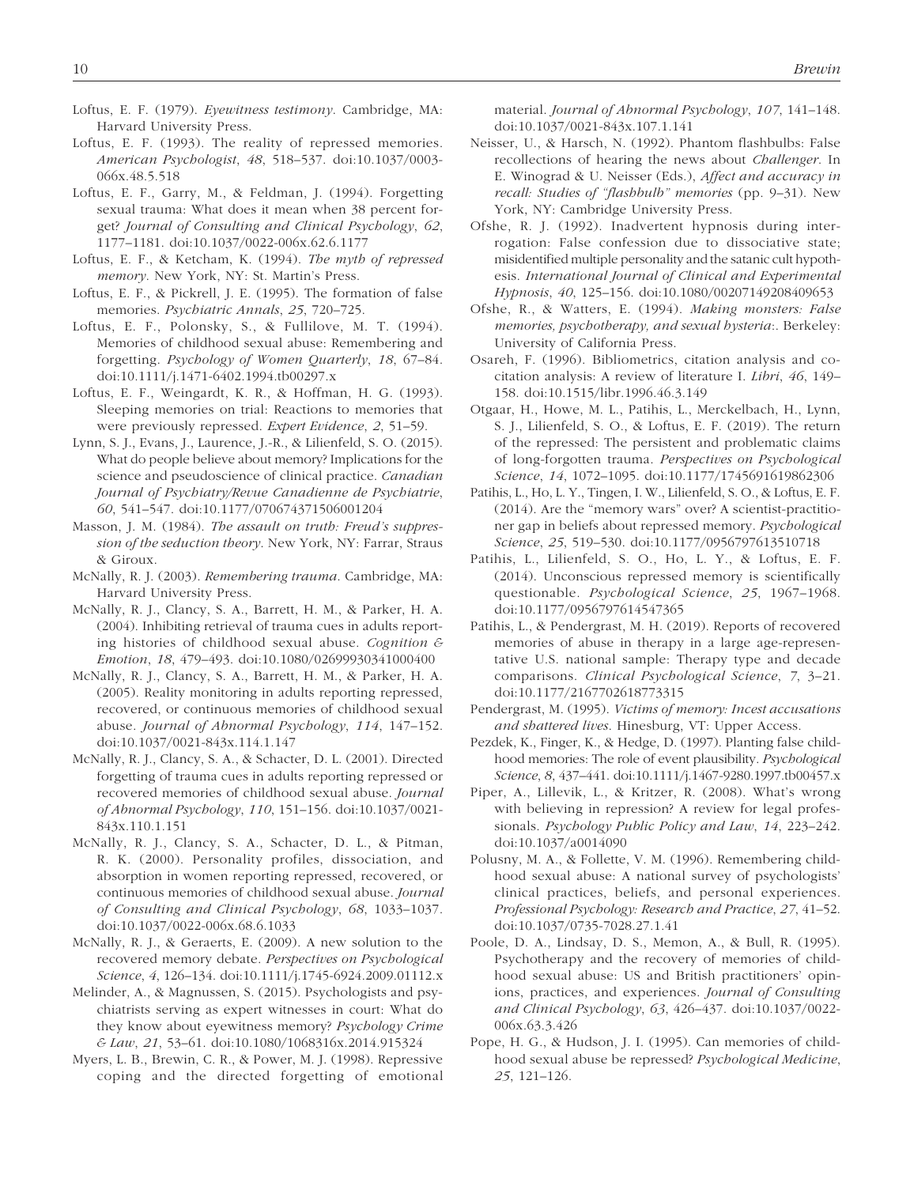Loftus, E. F. (1979). *Eyewitness testimony*. Cambridge, MA: Harvard University Press.

Loftus, E. F. (1993). The reality of repressed memories. *American Psychologist*, *48*, 518–537. doi:10.1037/0003-066x.48.5.518

Loftus, E. F., Garry, M., & Feldman, J. (1994). Forgetting sexual trauma: What does it mean when 38 percent forget? *Journal of Consulting and Clinical Psychology*, *62*, 1177–1181. doi:10.1037/0022-006x.62.6.1177

Loftus, E. F., & Ketcham, K. (1994). *The myth of repressed memory*. New York, NY: St. Martin's Press.

Loftus, E. F., & Pickrell, J. E. (1995). The formation of false memories. *Psychiatric Annals*, *25*, 720–725.

Loftus, E. F., Polonsky, S., & Fullilove, M. T. (1994). Memories of childhood sexual abuse: Remembering and forgetting. *Psychology of Women Quarterly*, *18*, 67–84. doi:10.1111/j.1471-6402.1994.tb00297.x

Loftus, E. F., Weingardt, K. R., & Hoffman, H. G. (1993). Sleeping memories on trial: Reactions to memories that were previously repressed. *Expert Evidence*, *2*, 51–59.

Lynn, S. J., Evans, J., Laurence, J.-R., & Lilienfeld, S. O. (2015). What do people believe about memory? Implications for the science and pseudoscience of clinical practice. *Canadian Journal of Psychiatry/Revue Canadienne de Psychiatrie*, *60*, 541–547. doi:10.1177/070674371506001204

Masson, J. M. (1984). *The assault on truth: Freud's suppression of the seduction theory*. New York, NY: Farrar, Straus & Giroux.

McNally, R. J. (2003). *Remembering trauma*. Cambridge, MA: Harvard University Press.

McNally, R. J., Clancy, S. A., Barrett, H. M., & Parker, H. A. (2004). Inhibiting retrieval of trauma cues in adults reporting histories of childhood sexual abuse. *Cognition & Emotion*, *18*, 479–493. doi:10.1080/02699930341000400

McNally, R. J., Clancy, S. A., Barrett, H. M., & Parker, H. A. (2005). Reality monitoring in adults reporting repressed, recovered, or continuous memories of childhood sexual abuse. *Journal of Abnormal Psychology*, *114*, 147–152. doi:10.1037/0021-843x.114.1.147

McNally, R. J., Clancy, S. A., & Schacter, D. L. (2001). Directed forgetting of trauma cues in adults reporting repressed or recovered memories of childhood sexual abuse. *Journal of Abnormal Psychology*, *110*, 151–156. doi:10.1037/0021-843x.110.1.151

McNally, R. J., Clancy, S. A., Schacter, D. L., & Pitman, R. K. (2000). Personality profiles, dissociation, and absorption in women reporting repressed, recovered, or continuous memories of childhood sexual abuse. *Journal of Consulting and Clinical Psychology*, *68*, 1033–1037. doi:10.1037/0022-006x.68.6.1033

McNally, R. J., & Geraerts, E. (2009). A new solution to the recovered memory debate. *Perspectives on Psychological Science*, *4*, 126–134. doi:10.1111/j.1745-6924.2009.01112.x

Melinder, A., & Magnussen, S. (2015). Psychologists and psychiatrists serving as expert witnesses in court: What do they know about eyewitness memory? *Psychology Crime & Law*, *21*, 53–61. doi:10.1080/1068316x.2014.915324

Myers, L. B., Brewin, C. R., & Power, M. J. (1998). Repressive coping and the directed forgetting of emotional material. *Journal of Abnormal Psychology*, *107*, 141–148. doi:10.1037/0021-843x.107.1.141

Neisser, U., & Harsch, N. (1992). Phantom flashbulbs: False recollections of hearing the news about *Challenger*. In E. Winograd & U. Neisser (Eds.), *Affect and accuracy in recall: Studies of "flashbulb" memories* (pp. 9–31). New York, NY: Cambridge University Press.

Ofshe, R. J. (1992). Inadvertent hypnosis during interrogation: False confession due to dissociative state; misidentified multiple personality and the satanic cult hypothesis. *International Journal of Clinical and Experimental Hypnosis*, *40*, 125–156. doi:10.1080/00207149208409653

Ofshe, R., & Watters, E. (1994). *Making monsters: False memories, psychotherapy, and sexual hysteria*:. Berkeley: University of California Press.

Osareh, F. (1996). Bibliometrics, citation analysis and co-citation analysis: A review of literature I. *Libri*, *46*, 149–158. doi:10.1515/libr.1996.46.3.149

Otgaar, H., Howe, M. L., Patihis, L., Merckelbach, H., Lynn, S. J., Lilienfeld, S. O., & Loftus, E. F. (2019). The return of the repressed: The persistent and problematic claims of long-forgotten trauma. *Perspectives on Psychological Science*, *14*, 1072–1095. doi:10.1177/1745691619862306

Patihis, L., Ho, L. Y., Tingen, I. W., Lilienfeld, S. O., & Loftus, E. F. (2014). Are the "memory wars" over? A scientist-practitioner gap in beliefs about repressed memory. *Psychological Science*, *25*, 519–530. doi:10.1177/0956797613510718

Patihis, L., Lilienfeld, S. O., Ho, L. Y., & Loftus, E. F. (2014). Unconscious repressed memory is scientifically questionable. *Psychological Science*, *25*, 1967–1968. doi:10.1177/0956797614547365

Patihis, L., & Pendergrast, M. H. (2019). Reports of recovered memories of abuse in therapy in a large age-representative U.S. national sample: Therapy type and decade comparisons. *Clinical Psychological Science*, *7*, 3–21. doi:10.1177/2167702618773315

Pendergrast, M. (1995). *Victims of memory: Incest accusations and shattered lives*. Hinesburg, VT: Upper Access.

Pezdek, K., Finger, K., & Hedge, D. (1997). Planting false childhood memories: The role of event plausibility. *Psychological Science*, *8*, 437–441. doi:10.1111/j.1467-9280.1997.tb00457.x

Piper, A., Lillevik, L., & Kritzer, R. (2008). What's wrong with believing in repression? A review for legal professionals. *Psychology Public Policy and Law*, *14*, 223–242. doi:10.1037/a0014090

Polusny, M. A., & Follette, V. M. (1996). Remembering childhood sexual abuse: A national survey of psychologists' clinical practices, beliefs, and personal experiences. *Professional Psychology: Research and Practice*, *27*, 41–52. doi:10.1037/0735-7028.27.1.41

Poole, D. A., Lindsay, D. S., Memon, A., & Bull, R. (1995). Psychotherapy and the recovery of memories of childhood sexual abuse: US and British practitioners' opinions, practices, and experiences. *Journal of Consulting and Clinical Psychology*, *63*, 426–437. doi:10.1037/0022-006x.63.3.426

Pope, H. G., & Hudson, J. I. (1995). Can memories of childhood sexual abuse be repressed? *Psychological Medicine*, *25*, 121–126.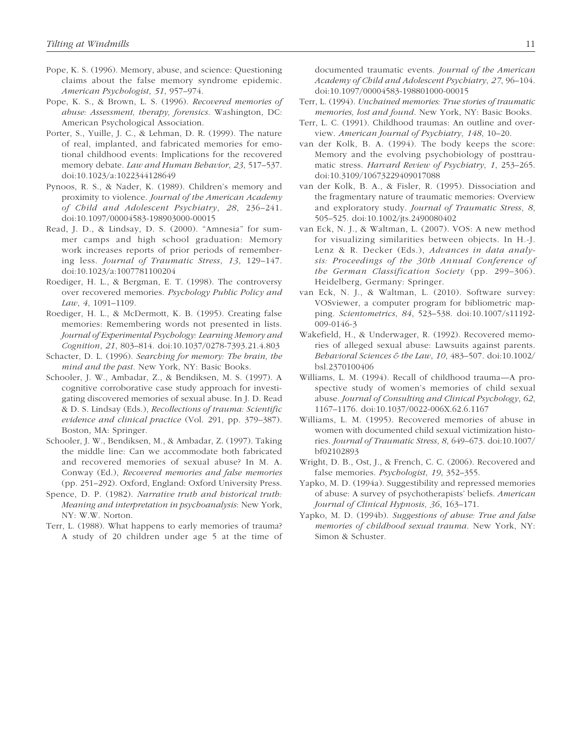Pope, K. S. (1996). Memory, abuse, and science: Questioning claims about the false memory syndrome epidemic. *American Psychologist*, *51*, 957–974.

Pope, K. S., & Brown, L. S. (1996). *Recovered memories of abuse: Assessment, therapy, forensics*. Washington, DC: American Psychological Association.

Porter, S., Yuille, J. C., & Lehman, D. R. (1999). The nature of real, implanted, and fabricated memories for emotional childhood events: Implications for the recovered memory debate. *Law and Human Behavior*, *23*, 517–537. doi:10.1023/a:1022344128649

Pynoos, R. S., & Nader, K. (1989). Children's memory and proximity to violence. *Journal of the American Academy of Child and Adolescent Psychiatry*, *28*, 236–241. doi:10.1097/00004583-198903000-00015

Read, J. D., & Lindsay, D. S. (2000). "Amnesia" for summer camps and high school graduation: Memory work increases reports of prior periods of remembering less. *Journal of Traumatic Stress*, *13*, 129–147. doi:10.1023/a:1007781100204

Roediger, H. L., & Bergman, E. T. (1998). The controversy over recovered memories. *Psychology Public Policy and Law*, *4*, 1091–1109.

Roediger, H. L., & McDermott, K. B. (1995). Creating false memories: Remembering words not presented in lists. *Journal of Experimental Psychology: Learning Memory and Cognition*, *21*, 803–814. doi:10.1037/0278-7393.21.4.803

Schacter, D. L. (1996). *Searching for memory: The brain, the mind and the past*. New York, NY: Basic Books.

Schooler, J. W., Ambadar, Z., & Bendiksen, M. S. (1997). A cognitive corroborative case study approach for investigating discovered memories of sexual abuse. In J. D. Read & D. S. Lindsay (Eds.), *Recollections of trauma: Scientific evidence and clinical practice* (Vol. 291, pp. 379–387). Boston, MA: Springer.

Schooler, J. W., Bendiksen, M., & Ambadar, Z. (1997). Taking the middle line: Can we accommodate both fabricated and recovered memories of sexual abuse? In M. A. Conway (Ed.), *Recovered memories and false memories* (pp. 251–292). Oxford, England: Oxford University Press.

Spence, D. P. (1982). *Narrative truth and historical truth: Meaning and interpretation in psychoanalysis*: New York, NY: W.W. Norton.

Terr, L. (1988). What happens to early memories of trauma? A study of 20 children under age 5 at the time of documented traumatic events. *Journal of the American Academy of Child and Adolescent Psychiatry*, *27*, 96–104. doi:10.1097/00004583-198801000-00015

Terr, L. (1994). *Unchained memories: True stories of traumatic memories, lost and found*. New York, NY: Basic Books.

Terr, L. C. (1991). Childhood traumas: An outline and overview. *American Journal of Psychiatry*, *148*, 10–20.

van der Kolk, B. A. (1994). The body keeps the score: Memory and the evolving psychobiology of posttraumatic stress. *Harvard Review of Psychiatry*, *1*, 253–265. doi:10.3109/10673229409017088

van der Kolk, B. A., & Fisler, R. (1995). Dissociation and the fragmentary nature of traumatic memories: Overview and exploratory study. *Journal of Traumatic Stress*, *8*, 505–525. doi:10.1002/jts.2490080402

van Eck, N. J., & Waltman, L. (2007). VOS: A new method for visualizing similarities between objects. In H.-J. Lenz & R. Decker (Eds.), *Advances in data analysis: Proceedings of the 30th Annual Conference of the German Classification Society* (pp. 299–306). Heidelberg, Germany: Springer.

van Eck, N. J., & Waltman, L. (2010). Software survey: VOSviewer, a computer program for bibliometric mapping. *Scientometrics*, *84*, 523–538. doi:10.1007/s11192-009-0146-3

Wakefield, H., & Underwager, R. (1992). Recovered memories of alleged sexual abuse: Lawsuits against parents. *Behavioral Sciences & the Law*, *10*, 483–507. doi:10.1002/bsl.2370100406

Williams, L. M. (1994). Recall of childhood trauma—A prospective study of women's memories of child sexual abuse. *Journal of Consulting and Clinical Psychology*, *62*, 1167–1176. doi:10.1037/0022-006X.62.6.1167

Williams, L. M. (1995). Recovered memories of abuse in women with documented child sexual victimization histories. *Journal of Traumatic Stress*, *8*, 649–673. doi:10.1007/bf02102893

Wright, D. B., Ost, J., & French, C. C. (2006). Recovered and false memories. *Psychologist*, *19*, 352–355.

Yapko, M. D. (1994a). Suggestibility and repressed memories of abuse: A survey of psychotherapists' beliefs. *American Journal of Clinical Hypnosis*, *36*, 163–171.

Yapko, M. D. (1994b). *Suggestions of abuse: True and false memories of childhood sexual trauma*. New York, NY: Simon & Schuster.